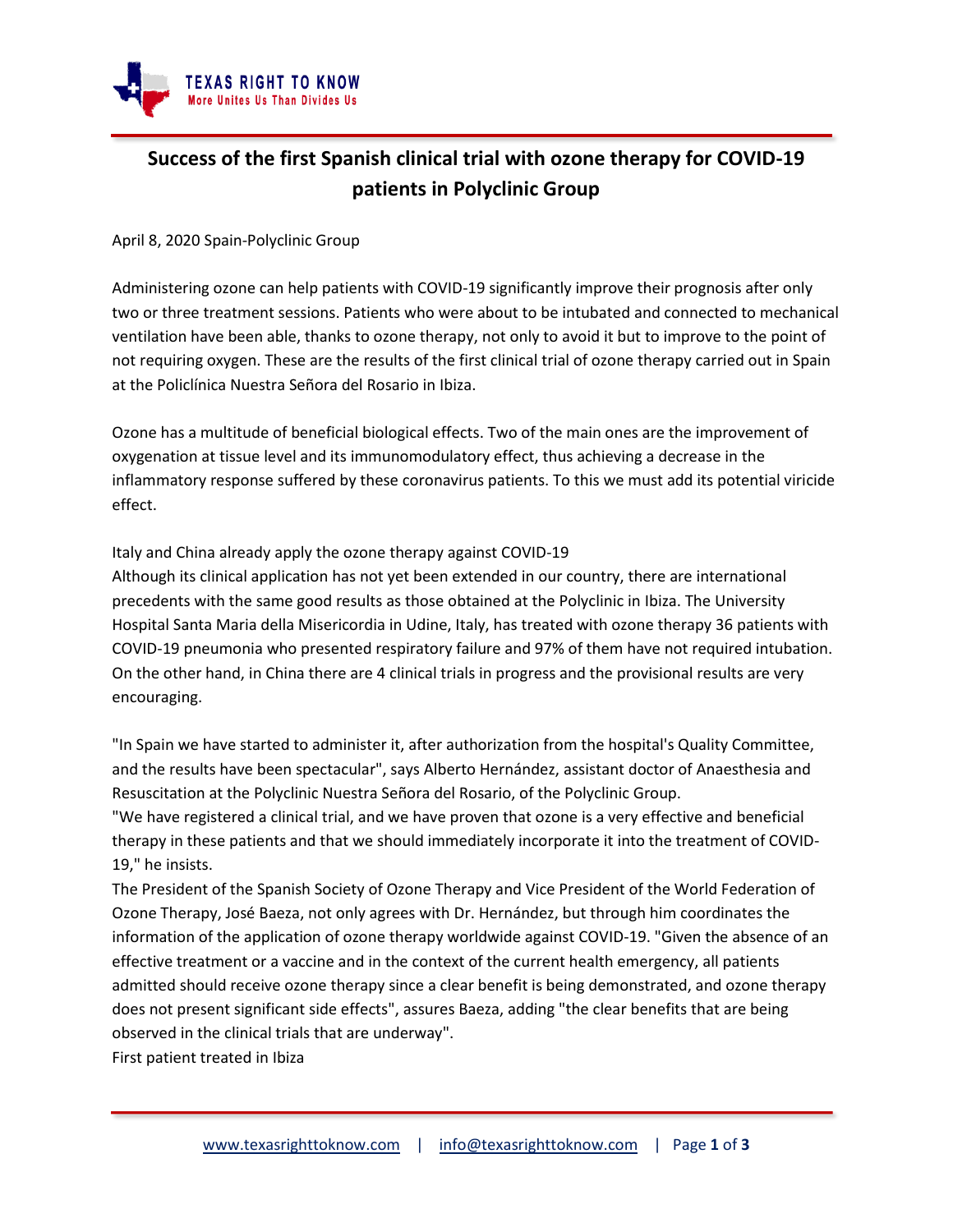# Success of the first Spanish clinical trial with ozone therapy for COVID-19 patients in Polyclinic Group

April 8, 2020 Spain-Polyclinic Group

Administering ozone can help patients with COVID-19 significantly improve their prognosis after only two or three treatment sessions. Patients who were about to be intubated and connected to mechanical ventilation have been able, thanks to ozone therapy, not only to avoid it but to improve to the point of not requiring oxygen. These are the results of the first clinical trial of ozone therapy carried out in Spain at the Policlínica Nuestra Señora del Rosario in Ibiza.

Ozone has a multitude of beneficial biological effects. Two of the main ones are the improvement of oxygenation at tissue level and its immunomodulatory effect, thus achieving a decrease in the inflammatory response suffered by these coronavirus patients. To this we must add its potential viricide effect.

Italy and China already apply the ozone therapy against COVID-19

Although its clinical application has not yet been extended in our country, there are international precedents with the same good results as those obtained at the Polyclinic in Ibiza. The University Hospital Santa Maria della Misericordia in Udine, Italy, has treated with ozone therapy 36 patients with COVID-19 pneumonia who presented respiratory failure and 97% of them have not required intubation. On the other hand, in China there are 4 clinical trials in progress and the provisional results are very encouraging.

"In Spain we have started to administer it, after authorization from the hospital's Quality Committee, and the results have been spectacular", says Alberto Hernández, assistant doctor of Anaesthesia and Resuscitation at the Polyclinic Nuestra Señora del Rosario, of the Polyclinic Group.

"We have registered a clinical trial, and we have proven that ozone is a very effective and beneficial therapy in these patients and that we should immediately incorporate it into the treatment of COVID-19," he insists.

The President of the Spanish Society of Ozone Therapy and Vice President of the World Federation of Ozone Therapy, José Baeza, not only agrees with Dr. Hernández, but through him coordinates the information of the application of ozone therapy worldwide against COVID-19. "Given the absence of an effective treatment or a vaccine and in the context of the current health emergency, all patients admitted should receive ozone therapy since a clear benefit is being demonstrated, and ozone therapy does not present significant side effects", assures Baeza, adding "the clear benefits that are being observed in the clinical trials that are underway".

First patient treated in Ibiza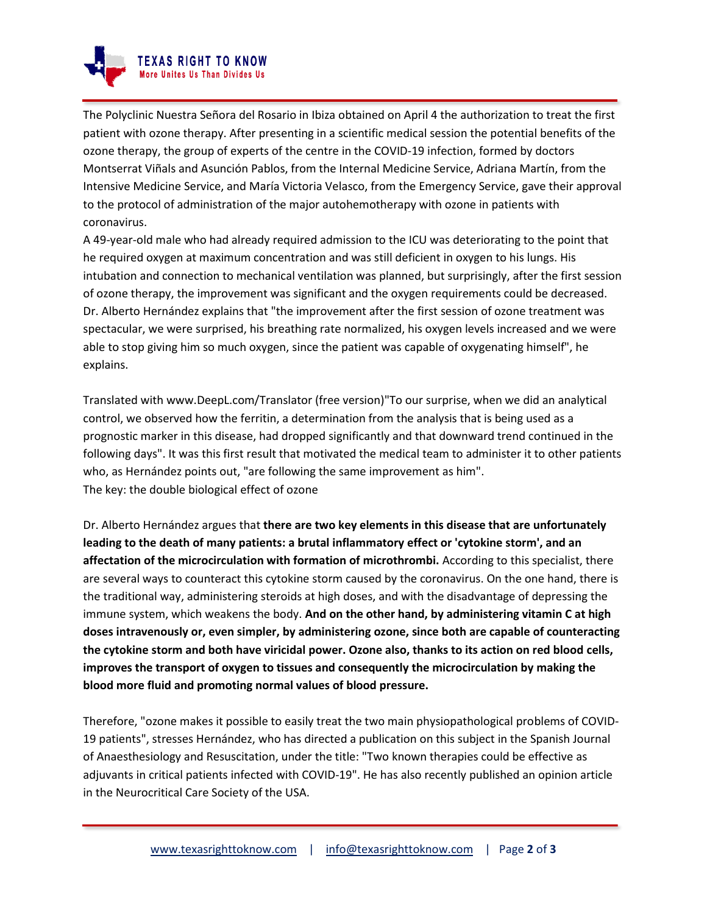The Polyclinic Nuestra Señora del Rosario in Ibiza obtained on April 4 the authorization to treat the first patient with ozone therapy. After presenting in a scientific medical session the potential benefits of the ozone therapy, the group of experts of the centre in the COVID-19 infection, formed by doctors Montserrat Viñals and Asunción Pablos, from the Internal Medicine Service, Adriana Martín, from the Intensive Medicine Service, and María Victoria Velasco, from the Emergency Service, gave their approval to the protocol of administration of the major autohemotherapy with ozone in patients with coronavirus.

A 49-year-old male who had already required admission to the ICU was deteriorating to the point that he required oxygen at maximum concentration and was still deficient in oxygen to his lungs. His intubation and connection to mechanical ventilation was planned, but surprisingly, after the first session of ozone therapy, the improvement was significant and the oxygen requirements could be decreased. Dr. Alberto Hernández explains that "the improvement after the first session of ozone treatment was spectacular, we were surprised, his breathing rate normalized, his oxygen levels increased and we were able to stop giving him so much oxygen, since the patient was capable of oxygenating himself", he explains.

Translated with www.DeepL.com/Translator (free version)"To our surprise, when we did an analytical control, we observed how the ferritin, a determination from the analysis that is being used as a prognostic marker in this disease, had dropped significantly and that downward trend continued in the following days". It was this first result that motivated the medical team to administer it to other patients who, as Hernández points out, "are following the same improvement as him".

The key: the double biological effect of ozone

Dr. Alberto Hernández argues that **there are two key elements in this disease that are unfortunately leading to the death of many patients: a brutal inflammatory effect or 'cytokine storm', and an affectation of the microcirculation with formation of microthrombi.** According to this specialist, there are several ways to counteract this cytokine storm caused by the coronavirus. On the one hand, there is the traditional way, administering steroids at high doses, and with the disadvantage of depressing the immune system, which weakens the body. **And on the other hand, by administering vitamin C at high doses intravenously or, even simpler, by administering ozone, since both are capable of counteracting the cytokine storm and both have viricidal power. Ozone also, thanks to its action on red blood cells, improves the transport of oxygen to tissues and consequently the microcirculation by making the blood more fluid and promoting normal values of blood pressure.**

Therefore, "ozone makes it possible to easily treat the two main physiopathological problems of COVID-19 patients", stresses Hernández, who has directed a publication on this subject in the Spanish Journal of Anaesthesiology and Resuscitation, under the title: "Two known therapies could be effective as adjuvants in critical patients infected with COVID-19". He has also recently published an opinion article in the Neurocritical Care Society of the USA.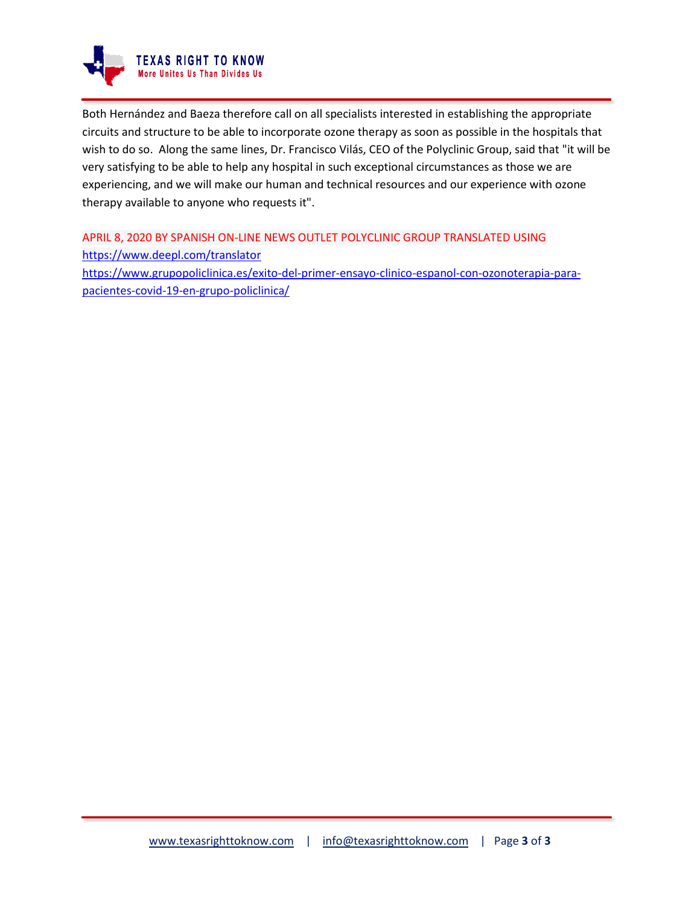Both Hernández and Baeza therefore call on all specialists interested in establishing the appropriate circuits and structure to be able to incorporate ozone therapy as soon as possible in the hospitals that wish to do so. Along the same lines, Dr. Francisco Vilás, CEO of the Polyclinic Group, said that "it will be very satisfying to be able to help any hospital in such exceptional circumstances as those we are experiencing, and we will make our human and technical resources and our experience with ozone therapy available to anyone who requests it".

APRIL 8, 2020 BY SPANISH ON-LINE NEWS OUTLET POLYCLINIC GROUP TRANSLATED USING https://www.deepl.com/translator
https://www.grupopoliclinica.es/exito-del-primer-ensayo-clinico-espanol-con-ozonoterapia-para-pacientes-covid-19-en-grupo-policlinica/